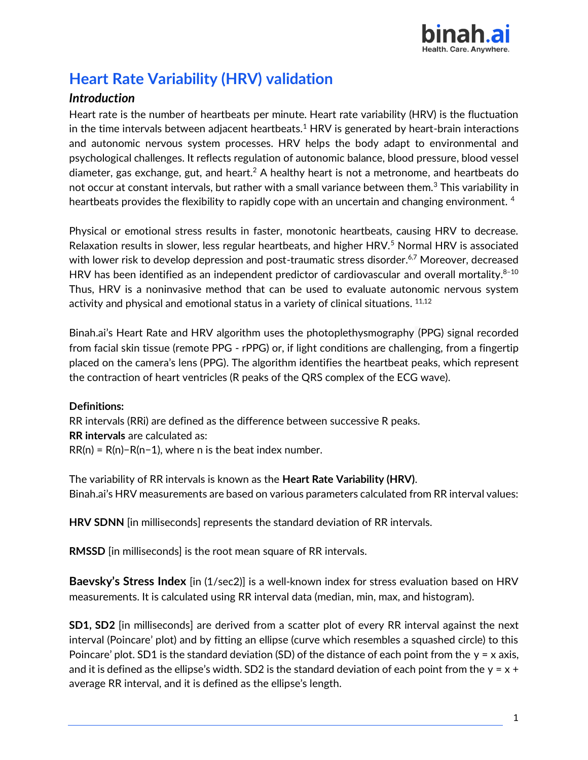# Heart Rate Variability (HRV) validation

### *Introduction*

Heart rate is the number of heartbeats per minute. Heart rate variability (HRV) is the fluctuation in the time intervals between adjacent heartbeats.[1] HRV is generated by heart-brain interactions and autonomic nervous system processes. HRV helps the body adapt to environmental and psychological challenges. It reflects regulation of autonomic balance, blood pressure, blood vessel diameter, gas exchange, gut, and heart.[2] A healthy heart is not a metronome, and heartbeats do not occur at constant intervals, but rather with a small variance between them.[3] This variability in heartbeats provides the flexibility to rapidly cope with an uncertain and changing environment. [4]

Physical or emotional stress results in faster, monotonic heartbeats, causing HRV to decrease. Relaxation results in slower, less regular heartbeats, and higher HRV.[5] Normal HRV is associated with lower risk to develop depression and post-traumatic stress disorder.[6,7] Moreover, decreased HRV has been identified as an independent predictor of cardiovascular and overall mortality.[8–10] Thus, HRV is a noninvasive method that can be used to evaluate autonomic nervous system activity and physical and emotional status in a variety of clinical situations. [11,12]

Binah.ai's Heart Rate and HRV algorithm uses the photoplethysmography (PPG) signal recorded from facial skin tissue (remote PPG - rPPG) or, if light conditions are challenging, from a fingertip placed on the camera's lens (PPG). The algorithm identifies the heartbeat peaks, which represent the contraction of heart ventricles (R peaks of the QRS complex of the ECG wave).

**Definitions:**

RR intervals (RRi) are defined as the difference between successive R peaks.
**RR intervals** are calculated as:
$RR(n) = R(n) - R(n-1)$, where n is the beat index number.

The variability of RR intervals is known as the **Heart Rate Variability (HRV)**.
Binah.ai's HRV measurements are based on various parameters calculated from RR interval values:

**HRV SDNN** [in milliseconds] represents the standard deviation of RR intervals.

**RMSSD** [in milliseconds] is the root mean square of RR intervals.

**Baevsky's Stress Index** [in (1/sec2)] is a well-known index for stress evaluation based on HRV measurements. It is calculated using RR interval data (median, min, max, and histogram).

**SD1, SD2** [in milliseconds] are derived from a scatter plot of every RR interval against the next interval (Poincare' plot) and by fitting an ellipse (curve which resembles a squashed circle) to this Poincare' plot. SD1 is the standard deviation (SD) of the distance of each point from the $y = x$ axis, and it is defined as the ellipse's width. SD2 is the standard deviation of each point from the $y = x +$ average RR interval, and it is defined as the ellipse's length.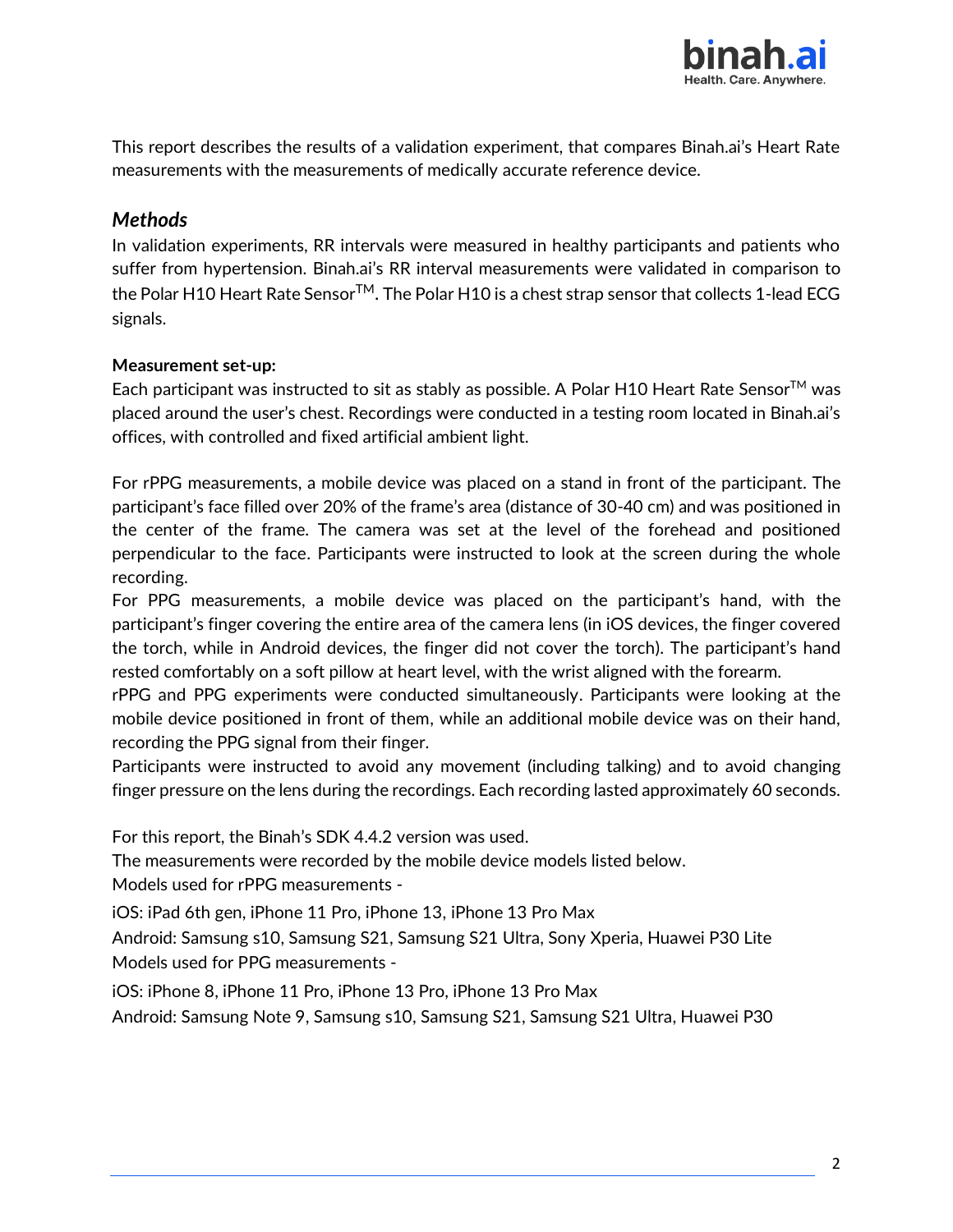This report describes the results of a validation experiment, that compares Binah.ai's Heart Rate measurements with the measurements of medically accurate reference device.

## *Methods*

In validation experiments, RR intervals were measured in healthy participants and patients who suffer from hypertension. Binah.ai's RR interval measurements were validated in comparison to the Polar H10 Heart Rate Sensor$^{TM}$. The Polar H10 is a chest strap sensor that collects 1-lead ECG signals.

**Measurement set-up:**

Each participant was instructed to sit as stably as possible. A Polar H10 Heart Rate Sensor$^{TM}$ was placed around the user's chest. Recordings were conducted in a testing room located in Binah.ai's offices, with controlled and fixed artificial ambient light.

For rPPG measurements, a mobile device was placed on a stand in front of the participant. The participant's face filled over 20% of the frame's area (distance of 30-40 cm) and was positioned in the center of the frame. The camera was set at the level of the forehead and positioned perpendicular to the face. Participants were instructed to look at the screen during the whole recording.

For PPG measurements, a mobile device was placed on the participant's hand, with the participant's finger covering the entire area of the camera lens (in iOS devices, the finger covered the torch, while in Android devices, the finger did not cover the torch). The participant's hand rested comfortably on a soft pillow at heart level, with the wrist aligned with the forearm.

rPPG and PPG experiments were conducted simultaneously. Participants were looking at the mobile device positioned in front of them, while an additional mobile device was on their hand, recording the PPG signal from their finger.

Participants were instructed to avoid any movement (including talking) and to avoid changing finger pressure on the lens during the recordings. Each recording lasted approximately 60 seconds.

For this report, the Binah's SDK 4.4.2 version was used.

The measurements were recorded by the mobile device models listed below.

Models used for rPPG measurements -

iOS: iPad 6th gen, iPhone 11 Pro, iPhone 13, iPhone 13 Pro Max

Android: Samsung s10, Samsung S21, Samsung S21 Ultra, Sony Xperia, Huawei P30 Lite

Models used for PPG measurements -

iOS: iPhone 8, iPhone 11 Pro, iPhone 13 Pro, iPhone 13 Pro Max

Android: Samsung Note 9, Samsung s10, Samsung S21, Samsung S21 Ultra, Huawei P30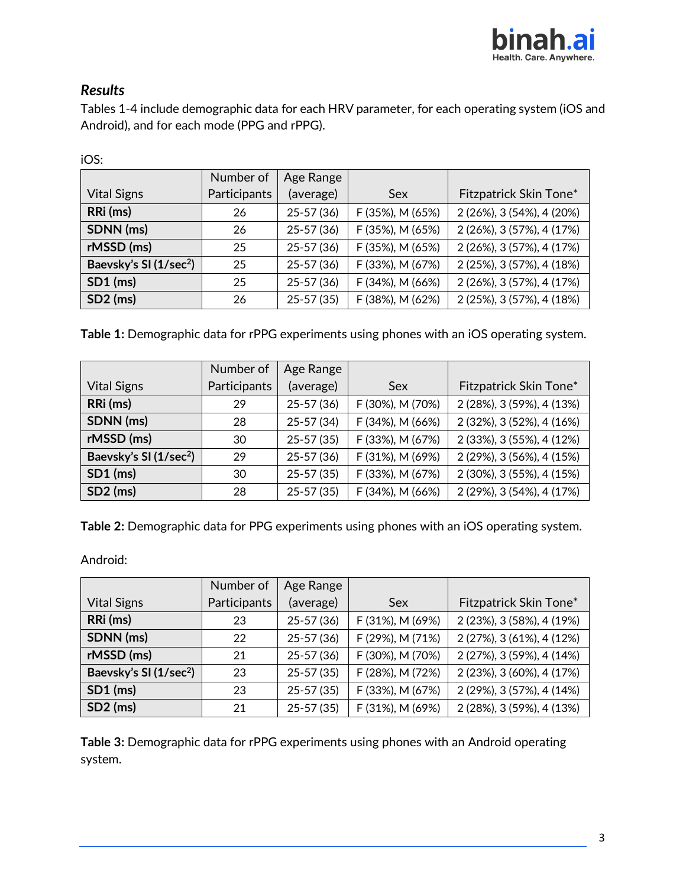### *Results*

Tables 1-4 include demographic data for each HRV parameter, for each operating system (iOS and Android), and for each mode (PPG and rPPG).

iOS:

| Vital Signs | Number of Participants | Age Range (average) | Sex | Fitzpatrick Skin Tone* |
|---|---|---|---|---|
| **RRi (ms)** | 26 | 25-57 (36) | F (35%), M (65%) | 2 (26%), 3 (54%), 4 (20%) |
| **SDNN (ms)** | 26 | 25-57 (36) | F (35%), M (65%) | 2 (26%), 3 (57%), 4 (17%) |
| **rMSSD (ms)** | 25 | 25-57 (36) | F (35%), M (65%) | 2 (26%), 3 (57%), 4 (17%) |
| **Baevsky's SI (1/sec$^2$)** | 25 | 25-57 (36) | F (33%), M (67%) | 2 (25%), 3 (57%), 4 (18%) |
| **SD1 (ms)** | 25 | 25-57 (36) | F (34%), M (66%) | 2 (26%), 3 (57%), 4 (17%) |
| **SD2 (ms)** | 26 | 25-57 (35) | F (38%), M (62%) | 2 (25%), 3 (57%), 4 (18%) |

**Table 1:** Demographic data for rPPG experiments using phones with an iOS operating system.

| Vital Signs | Number of Participants | Age Range (average) | Sex | Fitzpatrick Skin Tone* |
|---|---|---|---|---|
| **RRi (ms)** | 29 | 25-57 (36) | F (30%), M (70%) | 2 (28%), 3 (59%), 4 (13%) |
| **SDNN (ms)** | 28 | 25-57 (34) | F (34%), M (66%) | 2 (32%), 3 (52%), 4 (16%) |
| **rMSSD (ms)** | 30 | 25-57 (35) | F (33%), M (67%) | 2 (33%), 3 (55%), 4 (12%) |
| **Baevsky's SI (1/sec$^2$)** | 29 | 25-57 (36) | F (31%), M (69%) | 2 (29%), 3 (56%), 4 (15%) |
| **SD1 (ms)** | 30 | 25-57 (35) | F (33%), M (67%) | 2 (30%), 3 (55%), 4 (15%) |
| **SD2 (ms)** | 28 | 25-57 (35) | F (34%), M (66%) | 2 (29%), 3 (54%), 4 (17%) |

**Table 2:** Demographic data for PPG experiments using phones with an iOS operating system.

Android:

| Vital Signs | Number of Participants | Age Range (average) | Sex | Fitzpatrick Skin Tone* |
|---|---|---|---|---|
| **RRi (ms)** | 23 | 25-57 (36) | F (31%), M (69%) | 2 (23%), 3 (58%), 4 (19%) |
| **SDNN (ms)** | 22 | 25-57 (36) | F (29%), M (71%) | 2 (27%), 3 (61%), 4 (12%) |
| **rMSSD (ms)** | 21 | 25-57 (36) | F (30%), M (70%) | 2 (27%), 3 (59%), 4 (14%) |
| **Baevsky's SI (1/sec$^2$)** | 23 | 25-57 (35) | F (28%), M (72%) | 2 (23%), 3 (60%), 4 (17%) |
| **SD1 (ms)** | 23 | 25-57 (35) | F (33%), M (67%) | 2 (29%), 3 (57%), 4 (14%) |
| **SD2 (ms)** | 21 | 25-57 (35) | F (31%), M (69%) | 2 (28%), 3 (59%), 4 (13%) |

**Table 3:** Demographic data for rPPG experiments using phones with an Android operating system.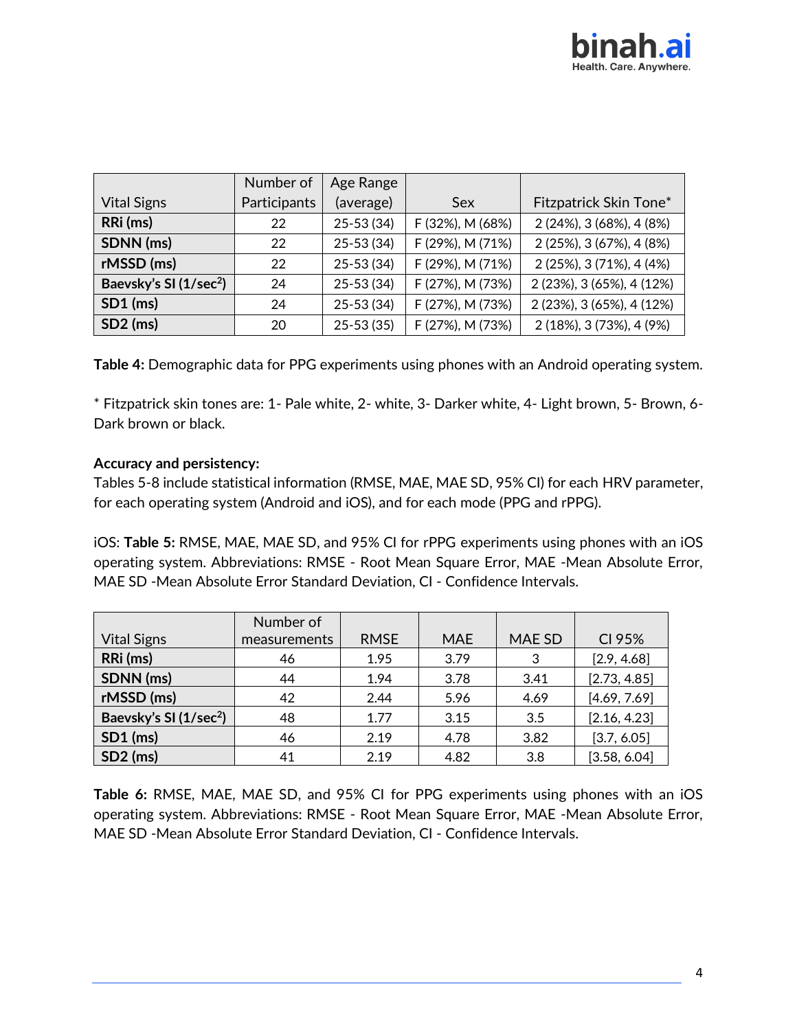| Vital Signs | Number of Participants | Age Range (average) | Sex | Fitzpatrick Skin Tone* |
|---|---|---|---|---|
| **RRi (ms)** | 22 | 25-53 (34) | F (32%), M (68%) | 2 (24%), 3 (68%), 4 (8%) |
| **SDNN (ms)** | 22 | 25-53 (34) | F (29%), M (71%) | 2 (25%), 3 (67%), 4 (8%) |
| **rMSSD (ms)** | 22 | 25-53 (34) | F (29%), M (71%) | 2 (25%), 3 (71%), 4 (4%) |
| **Baevsky's SI (1/sec$^2$)** | 24 | 25-53 (34) | F (27%), M (73%) | 2 (23%), 3 (65%), 4 (12%) |
| **SD1 (ms)** | 24 | 25-53 (34) | F (27%), M (73%) | 2 (23%), 3 (65%), 4 (12%) |
| **SD2 (ms)** | 20 | 25-53 (35) | F (27%), M (73%) | 2 (18%), 3 (73%), 4 (9%) |

**Table 4:** Demographic data for PPG experiments using phones with an Android operating system.

* Fitzpatrick skin tones are: 1- Pale white, 2- white, 3- Darker white, 4- Light brown, 5- Brown, 6- Dark brown or black.

**Accuracy and persistency:**
Tables 5-8 include statistical information (RMSE, MAE, MAE SD, 95% CI) for each HRV parameter, for each operating system (Android and iOS), and for each mode (PPG and rPPG).

iOS: **Table 5:** RMSE, MAE, MAE SD, and 95% CI for rPPG experiments using phones with an iOS operating system. Abbreviations: RMSE - Root Mean Square Error, MAE -Mean Absolute Error, MAE SD -Mean Absolute Error Standard Deviation, CI - Confidence Intervals.

| Vital Signs | Number of measurements | RMSE | MAE | MAE SD | CI 95% |
|---|---|---|---|---|---|
| **RRi (ms)** | 46 | 1.95 | 3.79 | 3 | [2.9, 4.68] |
| **SDNN (ms)** | 44 | 1.94 | 3.78 | 3.41 | [2.73, 4.85] |
| **rMSSD (ms)** | 42 | 2.44 | 5.96 | 4.69 | [4.69, 7.69] |
| **Baevsky's SI (1/sec$^2$)** | 48 | 1.77 | 3.15 | 3.5 | [2.16, 4.23] |
| **SD1 (ms)** | 46 | 2.19 | 4.78 | 3.82 | [3.7, 6.05] |
| **SD2 (ms)** | 41 | 2.19 | 4.82 | 3.8 | [3.58, 6.04] |

**Table 6:** RMSE, MAE, MAE SD, and 95% CI for PPG experiments using phones with an iOS operating system. Abbreviations: RMSE - Root Mean Square Error, MAE -Mean Absolute Error, MAE SD -Mean Absolute Error Standard Deviation, CI - Confidence Intervals.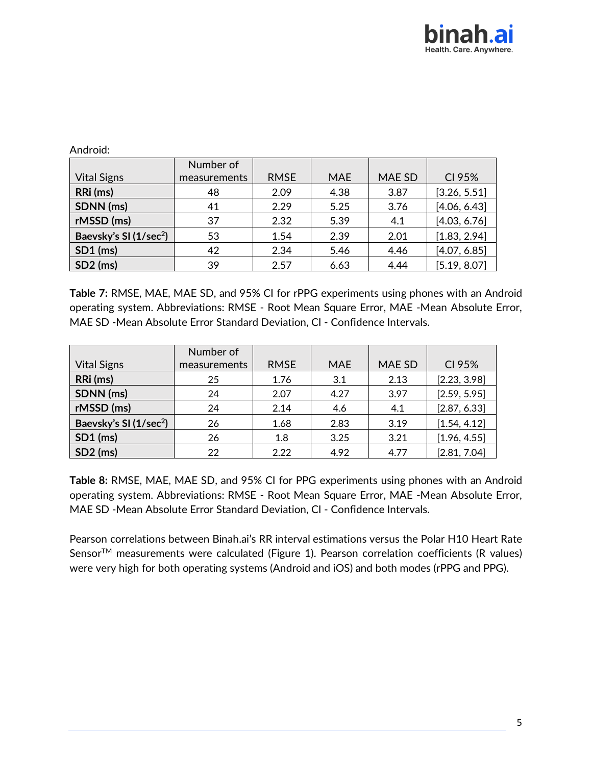Android:

| Vital Signs | Number of measurements | RMSE | MAE | MAE SD | CI 95% |
|---|---|---|---|---|---|
| **RRi (ms)** | 48 | 2.09 | 4.38 | 3.87 | [3.26, 5.51] |
| **SDNN (ms)** | 41 | 2.29 | 5.25 | 3.76 | [4.06, 6.43] |
| **rMSSD (ms)** | 37 | 2.32 | 5.39 | 4.1 | [4.03, 6.76] |
| **Baevsky's SI ($1/sec^2$)** | 53 | 1.54 | 2.39 | 2.01 | [1.83, 2.94] |
| **SD1 (ms)** | 42 | 2.34 | 5.46 | 4.46 | [4.07, 6.85] |
| **SD2 (ms)** | 39 | 2.57 | 6.63 | 4.44 | [5.19, 8.07] |

**Table 7:** RMSE, MAE, MAE SD, and 95% CI for rPPG experiments using phones with an Android operating system. Abbreviations: RMSE - Root Mean Square Error, MAE -Mean Absolute Error, MAE SD -Mean Absolute Error Standard Deviation, CI - Confidence Intervals.

| Vital Signs | Number of measurements | RMSE | MAE | MAE SD | CI 95% |
|---|---|---|---|---|---|
| **RRi (ms)** | 25 | 1.76 | 3.1 | 2.13 | [2.23, 3.98] |
| **SDNN (ms)** | 24 | 2.07 | 4.27 | 3.97 | [2.59, 5.95] |
| **rMSSD (ms)** | 24 | 2.14 | 4.6 | 4.1 | [2.87, 6.33] |
| **Baevsky's SI ($1/sec^2$)** | 26 | 1.68 | 2.83 | 3.19 | [1.54, 4.12] |
| **SD1 (ms)** | 26 | 1.8 | 3.25 | 3.21 | [1.96, 4.55] |
| **SD2 (ms)** | 22 | 2.22 | 4.92 | 4.77 | [2.81, 7.04] |

**Table 8:** RMSE, MAE, MAE SD, and 95% CI for PPG experiments using phones with an Android operating system. Abbreviations: RMSE - Root Mean Square Error, MAE -Mean Absolute Error, MAE SD -Mean Absolute Error Standard Deviation, CI - Confidence Intervals.

Pearson correlations between Binah.ai's RR interval estimations versus the Polar H10 Heart Rate Sensor™ measurements were calculated (Figure 1). Pearson correlation coefficients (R values) were very high for both operating systems (Android and iOS) and both modes (rPPG and PPG).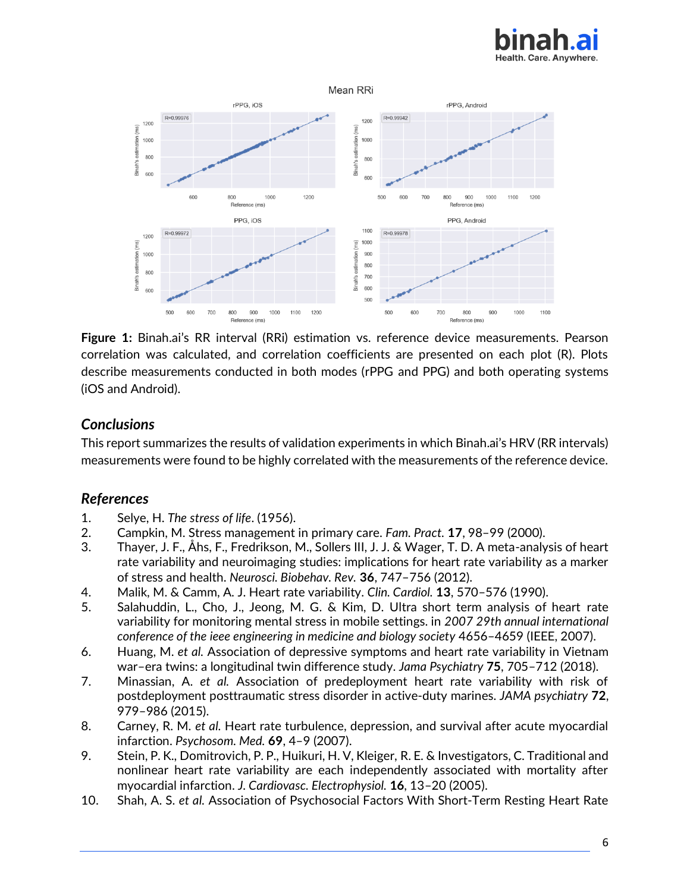**Figure 1:** Binah.ai's RR interval (RRi) estimation vs. reference device measurements. Pearson correlation was calculated, and correlation coefficients are presented on each plot (R). Plots describe measurements conducted in both modes (rPPG and PPG) and both operating systems (iOS and Android).

## *Conclusions*

This report summarizes the results of validation experiments in which Binah.ai's HRV (RR intervals) measurements were found to be highly correlated with the measurements of the reference device.

## *References*

1. Selye, H. *The stress of life*. (1956).
2. Campkin, M. Stress management in primary care. *Fam. Pract.* **17**, 98–99 (2000).
3. Thayer, J. F., Åhs, F., Fredrikson, M., Sollers III, J. J. & Wager, T. D. A meta-analysis of heart rate variability and neuroimaging studies: implications for heart rate variability as a marker of stress and health. *Neurosci. Biobehav. Rev.* **36**, 747–756 (2012).
4. Malik, M. & Camm, A. J. Heart rate variability. *Clin. Cardiol.* **13**, 570–576 (1990).
5. Salahuddin, L., Cho, J., Jeong, M. G. & Kim, D. Ultra short term analysis of heart rate variability for monitoring mental stress in mobile settings. in *2007 29th annual international conference of the ieee engineering in medicine and biology society* 4656–4659 (IEEE, 2007).
6. Huang, M. *et al.* Association of depressive symptoms and heart rate variability in Vietnam war–era twins: a longitudinal twin difference study. *Jama Psychiatry* **75**, 705–712 (2018).
7. Minassian, A. *et al.* Association of predeployment heart rate variability with risk of postdeployment posttraumatic stress disorder in active-duty marines. *JAMA psychiatry* **72**, 979–986 (2015).
8. Carney, R. M. *et al.* Heart rate turbulence, depression, and survival after acute myocardial infarction. *Psychosom. Med.* **69**, 4–9 (2007).
9. Stein, P. K., Domitrovich, P. P., Huikuri, H. V, Kleiger, R. E. & Investigators, C. Traditional and nonlinear heart rate variability are each independently associated with mortality after myocardial infarction. *J. Cardiovasc. Electrophysiol.* **16**, 13–20 (2005).
10. Shah, A. S. *et al.* Association of Psychosocial Factors With Short-Term Resting Heart Rate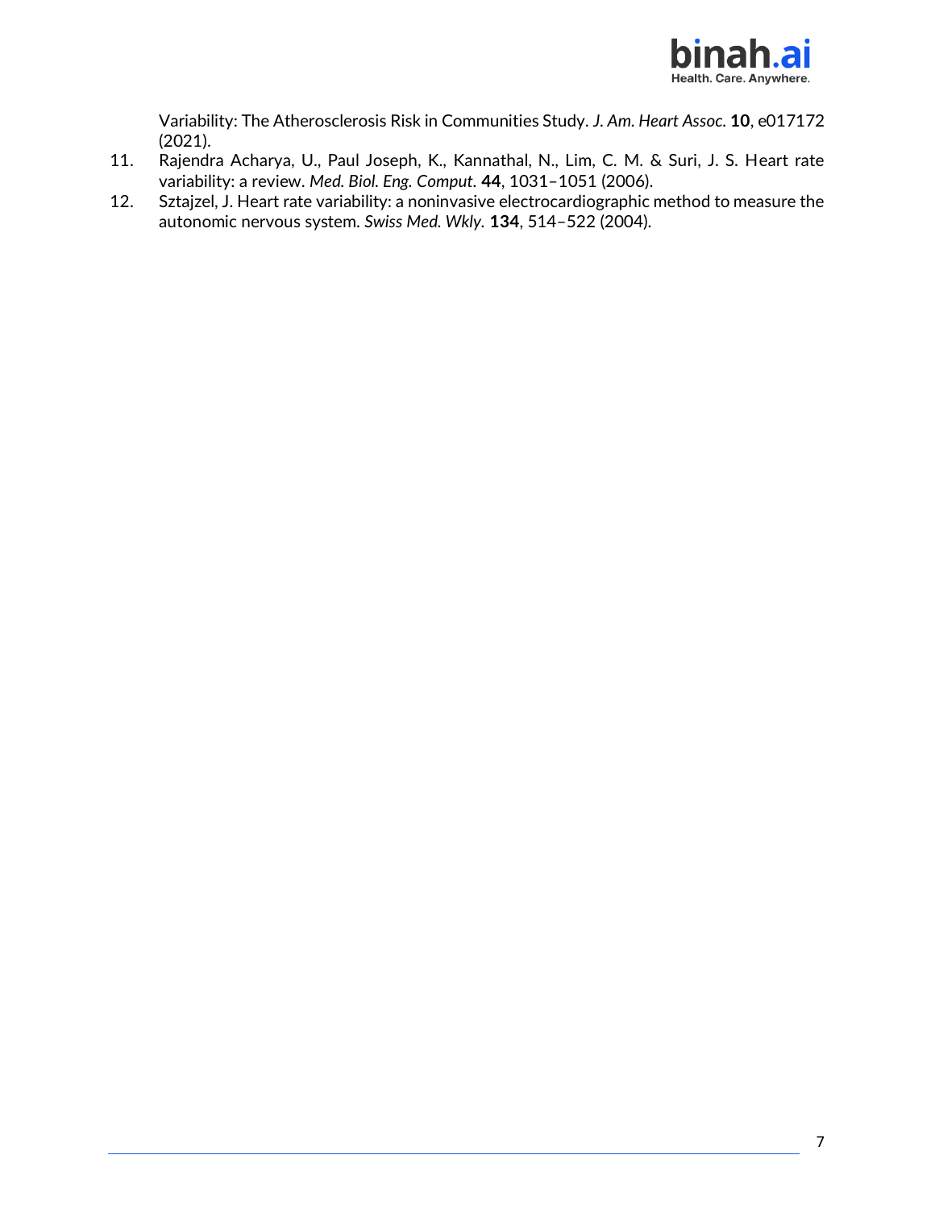Variability: The Atherosclerosis Risk in Communities Study. *J. Am. Heart Assoc.* **10**, e017172 (2021).

11. Rajendra Acharya, U., Paul Joseph, K., Kannathal, N., Lim, C. M. & Suri, J. S. Heart rate variability: a review. *Med. Biol. Eng. Comput*. **44**, 1031–1051 (2006).
12. Sztajzel, J. Heart rate variability: a noninvasive electrocardiographic method to measure the autonomic nervous system. *Swiss Med. Wkly*. **134**, 514–522 (2004).